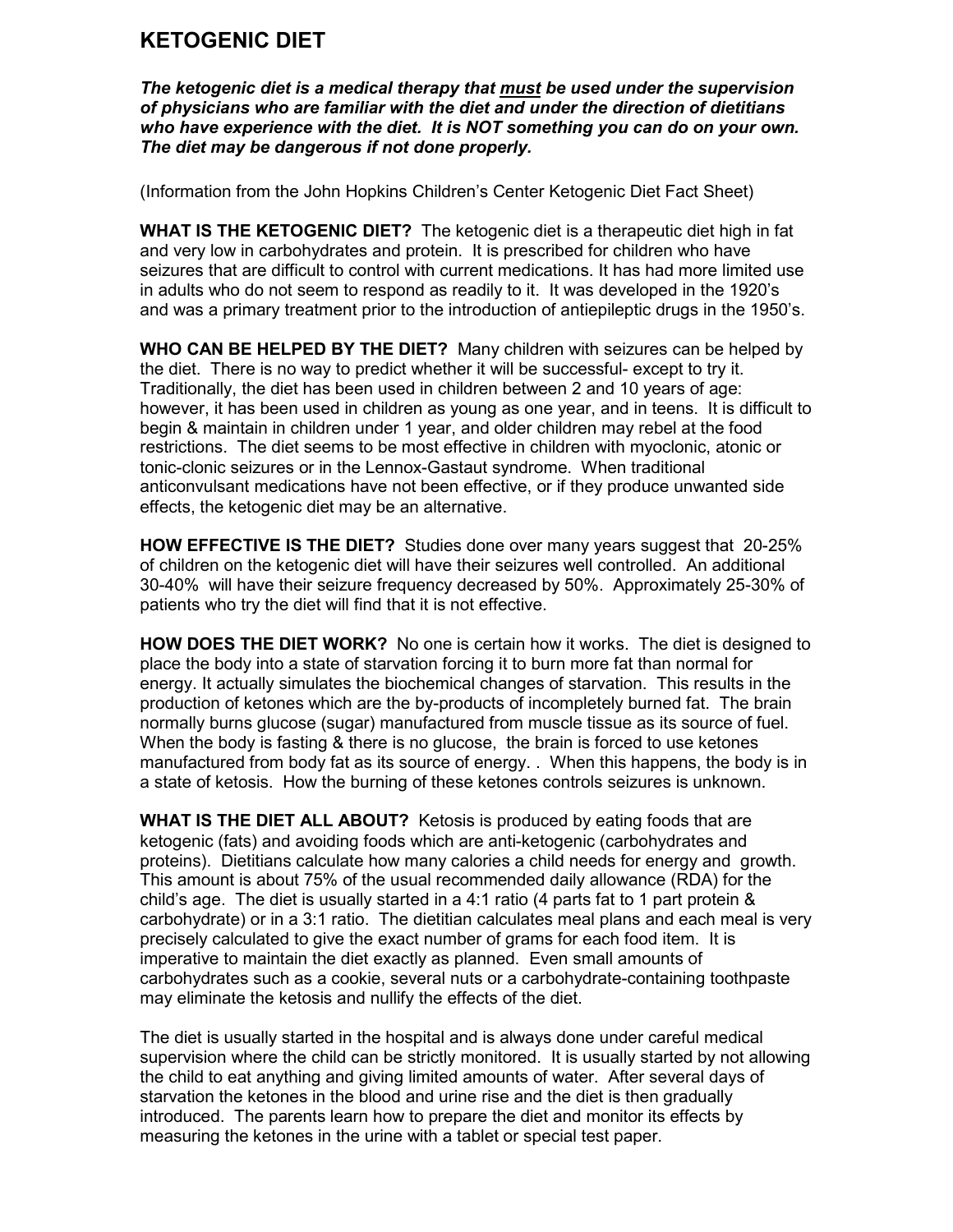# KETOGENIC DIET

***The ketogenic diet is a medical therapy that must be used under the supervision of physicians who are familiar with the diet and under the direction of dietitians who have experience with the diet. It is NOT something you can do on your own. The diet may be dangerous if not done properly.***

(Information from the John Hopkins Children's Center Ketogenic Diet Fact Sheet)

**WHAT IS THE KETOGENIC DIET?** The ketogenic diet is a therapeutic diet high in fat and very low in carbohydrates and protein. It is prescribed for children who have seizures that are difficult to control with current medications. It has had more limited use in adults who do not seem to respond as readily to it. It was developed in the 1920's and was a primary treatment prior to the introduction of antiepileptic drugs in the 1950's.

**WHO CAN BE HELPED BY THE DIET?** Many children with seizures can be helped by the diet. There is no way to predict whether it will be successful- except to try it. Traditionally, the diet has been used in children between 2 and 10 years of age: however, it has been used in children as young as one year, and in teens. It is difficult to begin & maintain in children under 1 year, and older children may rebel at the food restrictions. The diet seems to be most effective in children with myoclonic, atonic or tonic-clonic seizures or in the Lennox-Gastaut syndrome. When traditional anticonvulsant medications have not been effective, or if they produce unwanted side effects, the ketogenic diet may be an alternative.

**HOW EFFECTIVE IS THE DIET?** Studies done over many years suggest that 20-25% of children on the ketogenic diet will have their seizures well controlled. An additional 30-40% will have their seizure frequency decreased by 50%. Approximately 25-30% of patients who try the diet will find that it is not effective.

**HOW DOES THE DIET WORK?** No one is certain how it works. The diet is designed to place the body into a state of starvation forcing it to burn more fat than normal for energy. It actually simulates the biochemical changes of starvation. This results in the production of ketones which are the by-products of incompletely burned fat. The brain normally burns glucose (sugar) manufactured from muscle tissue as its source of fuel. When the body is fasting & there is no glucose, the brain is forced to use ketones manufactured from body fat as its source of energy. . When this happens, the body is in a state of ketosis. How the burning of these ketones controls seizures is unknown.

**WHAT IS THE DIET ALL ABOUT?** Ketosis is produced by eating foods that are ketogenic (fats) and avoiding foods which are anti-ketogenic (carbohydrates and proteins). Dietitians calculate how many calories a child needs for energy and growth. This amount is about 75% of the usual recommended daily allowance (RDA) for the child's age. The diet is usually started in a 4:1 ratio (4 parts fat to 1 part protein & carbohydrate) or in a 3:1 ratio. The dietitian calculates meal plans and each meal is very precisely calculated to give the exact number of grams for each food item. It is imperative to maintain the diet exactly as planned. Even small amounts of carbohydrates such as a cookie, several nuts or a carbohydrate-containing toothpaste may eliminate the ketosis and nullify the effects of the diet.

The diet is usually started in the hospital and is always done under careful medical supervision where the child can be strictly monitored. It is usually started by not allowing the child to eat anything and giving limited amounts of water. After several days of starvation the ketones in the blood and urine rise and the diet is then gradually introduced. The parents learn how to prepare the diet and monitor its effects by measuring the ketones in the urine with a tablet or special test paper.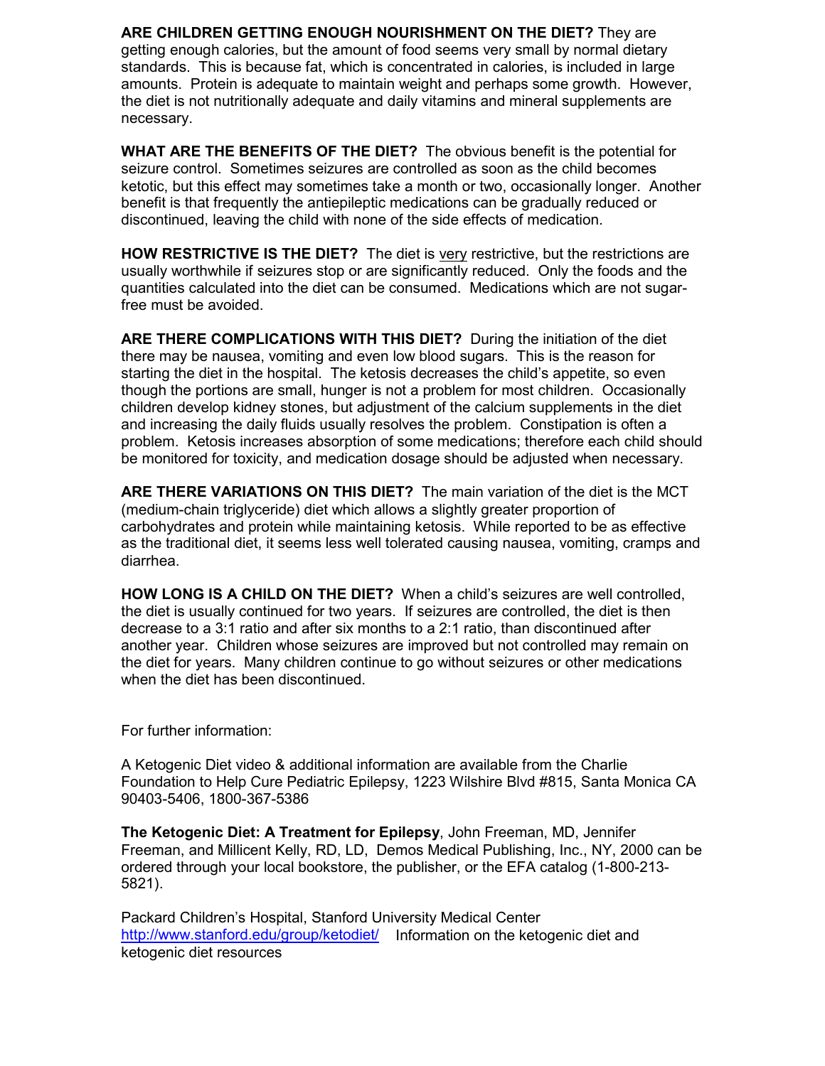**ARE CHILDREN GETTING ENOUGH NOURISHMENT ON THE DIET?** They are getting enough calories, but the amount of food seems very small by normal dietary standards. This is because fat, which is concentrated in calories, is included in large amounts. Protein is adequate to maintain weight and perhaps some growth. However, the diet is not nutritionally adequate and daily vitamins and mineral supplements are necessary.

**WHAT ARE THE BENEFITS OF THE DIET?** The obvious benefit is the potential for seizure control. Sometimes seizures are controlled as soon as the child becomes ketotic, but this effect may sometimes take a month or two, occasionally longer. Another benefit is that frequently the antiepileptic medications can be gradually reduced or discontinued, leaving the child with none of the side effects of medication.

**HOW RESTRICTIVE IS THE DIET?** The diet is <u>very</u> restrictive, but the restrictions are usually worthwhile if seizures stop or are significantly reduced. Only the foods and the quantities calculated into the diet can be consumed. Medications which are not sugar-free must be avoided.

**ARE THERE COMPLICATIONS WITH THIS DIET?** During the initiation of the diet there may be nausea, vomiting and even low blood sugars. This is the reason for starting the diet in the hospital. The ketosis decreases the child's appetite, so even though the portions are small, hunger is not a problem for most children. Occasionally children develop kidney stones, but adjustment of the calcium supplements in the diet and increasing the daily fluids usually resolves the problem. Constipation is often a problem. Ketosis increases absorption of some medications; therefore each child should be monitored for toxicity, and medication dosage should be adjusted when necessary.

**ARE THERE VARIATIONS ON THIS DIET?** The main variation of the diet is the MCT (medium-chain triglyceride) diet which allows a slightly greater proportion of carbohydrates and protein while maintaining ketosis. While reported to be as effective as the traditional diet, it seems less well tolerated causing nausea, vomiting, cramps and diarrhea.

**HOW LONG IS A CHILD ON THE DIET?** When a child's seizures are well controlled, the diet is usually continued for two years. If seizures are controlled, the diet is then decrease to a 3:1 ratio and after six months to a 2:1 ratio, than discontinued after another year. Children whose seizures are improved but not controlled may remain on the diet for years. Many children continue to go without seizures or other medications when the diet has been discontinued.

For further information:

A Ketogenic Diet video & additional information are available from the Charlie Foundation to Help Cure Pediatric Epilepsy, 1223 Wilshire Blvd #815, Santa Monica CA 90403-5406, 1800-367-5386

**The Ketogenic Diet: A Treatment for Epilepsy**, John Freeman, MD, Jennifer Freeman, and Millicent Kelly, RD, LD, Demos Medical Publishing, Inc., NY, 2000 can be ordered through your local bookstore, the publisher, or the EFA catalog (1-800-213-5821).

Packard Children's Hospital, Stanford University Medical Center
http://www.stanford.edu/group/ketodiet/ Information on the ketogenic diet and ketogenic diet resources